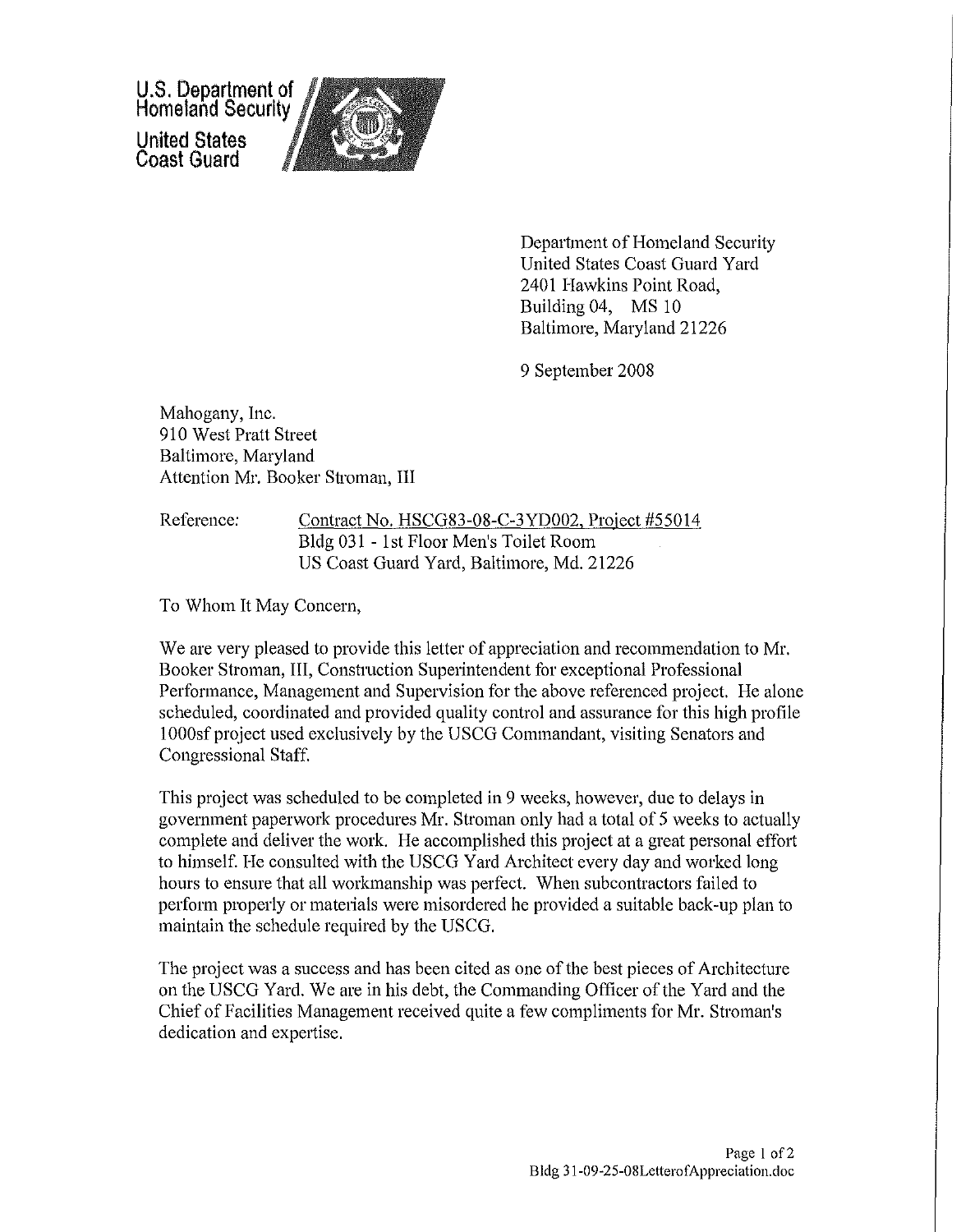U.S. Department of Homeland Security
United States Coast Guard

Department of Homeland Security
United States Coast Guard Yard
2401 Hawkins Point Road,
Building 04, MS 10
Baltimore, Maryland 21226

9 September 2008

Mahogany, Inc.
910 West Pratt Street
Baltimore, Maryland
Attention Mr. Booker Stroman, III

Reference: Contract No. HSCG83-08-C-3YD002, Project #55014
Bldg 031 - 1st Floor Men's Toilet Room
US Coast Guard Yard, Baltimore, Md. 21226

To Whom It May Concern,

We are very pleased to provide this letter of appreciation and recommendation to Mr. Booker Stroman, III, Construction Superintendent for exceptional Professional Performance, Management and Supervision for the above referenced project. He alone scheduled, coordinated and provided quality control and assurance for this high profile 1000sf project used exclusively by the USCG Commandant, visiting Senators and Congressional Staff.

This project was scheduled to be completed in 9 weeks, however, due to delays in government paperwork procedures Mr. Stroman only had a total of 5 weeks to actually complete and deliver the work. He accomplished this project at a great personal effort to himself. He consulted with the USCG Yard Architect every day and worked long hours to ensure that all workmanship was perfect. When subcontractors failed to perform properly or materials were misordered he provided a suitable back-up plan to maintain the schedule required by the USCG.

The project was a success and has been cited as one of the best pieces of Architecture on the USCG Yard. We are in his debt, the Commanding Officer of the Yard and the Chief of Facilities Management received quite a few compliments for Mr. Stroman's dedication and expertise.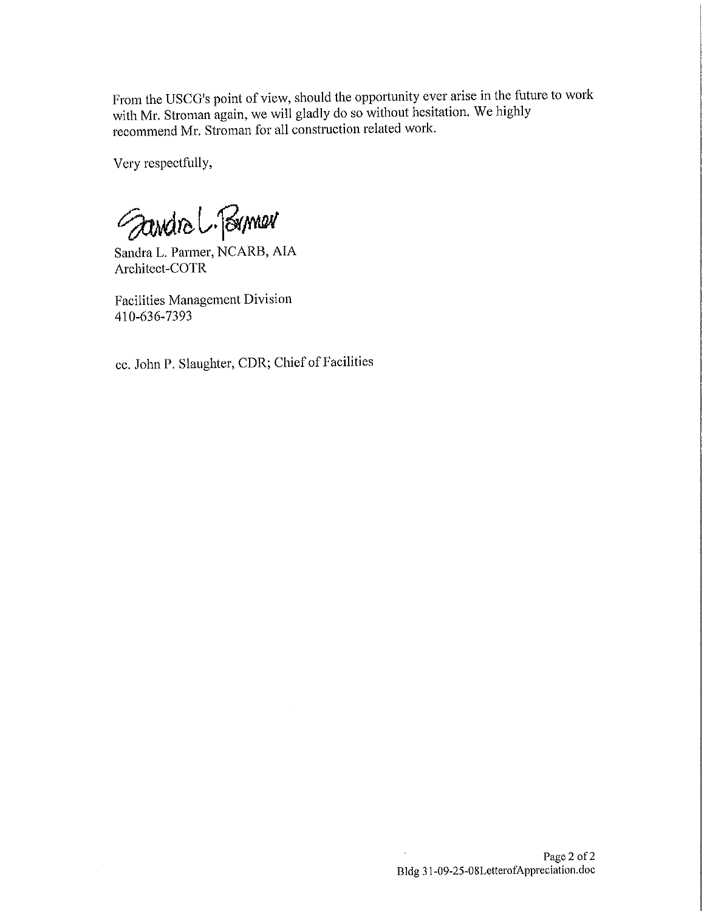From the USCG's point of view, should the opportunity ever arise in the future to work with Mr. Stroman again, we will gladly do so without hesitation. We highly recommend Mr. Stroman for all construction related work.

Very respectfully,

Sandra L. Parmer, NCARB, AIA
Architect-COTR

Facilities Management Division
410-636-7393

cc. John P. Slaughter, CDR; Chief of Facilities

Bldg 31-09-25-08LetterofAppreciation.doc